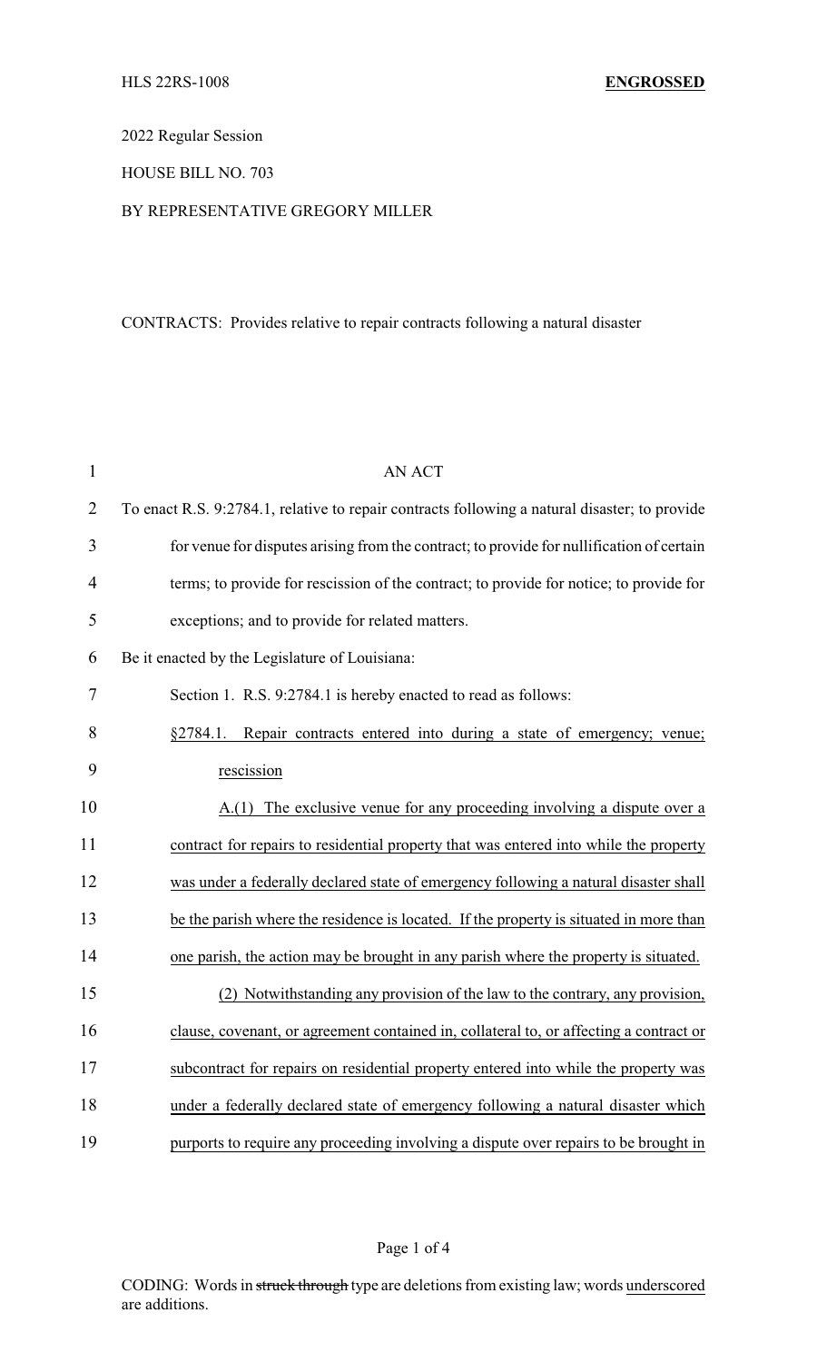HLS 22RS-1008 **ENGROSSED**

2022 Regular Session

HOUSE BILL NO. 703

BY REPRESENTATIVE GREGORY MILLER

CONTRACTS: Provides relative to repair contracts following a natural disaster

AN ACT

To enact R.S. 9:2784.1, relative to repair contracts following a natural disaster; to provide for venue for disputes arising from the contract; to provide for nullification of certain terms; to provide for rescission of the contract; to provide for notice; to provide for exceptions; and to provide for related matters.

Be it enacted by the Legislature of Louisiana:

Section 1. R.S. 9:2784.1 is hereby enacted to read as follows:

§2784.1. Repair contracts entered into during a state of emergency; venue; rescission

A.(1) The exclusive venue for any proceeding involving a dispute over a contract for repairs to residential property that was entered into while the property was under a federally declared state of emergency following a natural disaster shall be the parish where the residence is located. If the property is situated in more than one parish, the action may be brought in any parish where the property is situated.

(2) Notwithstanding any provision of the law to the contrary, any provision, clause, covenant, or agreement contained in, collateral to, or affecting a contract or subcontract for repairs on residential property entered into while the property was under a federally declared state of emergency following a natural disaster which purports to require any proceeding involving a dispute over repairs to be brought in

CODING: Words in ~~struck through~~ type are deletions from existing law; words underscored are additions.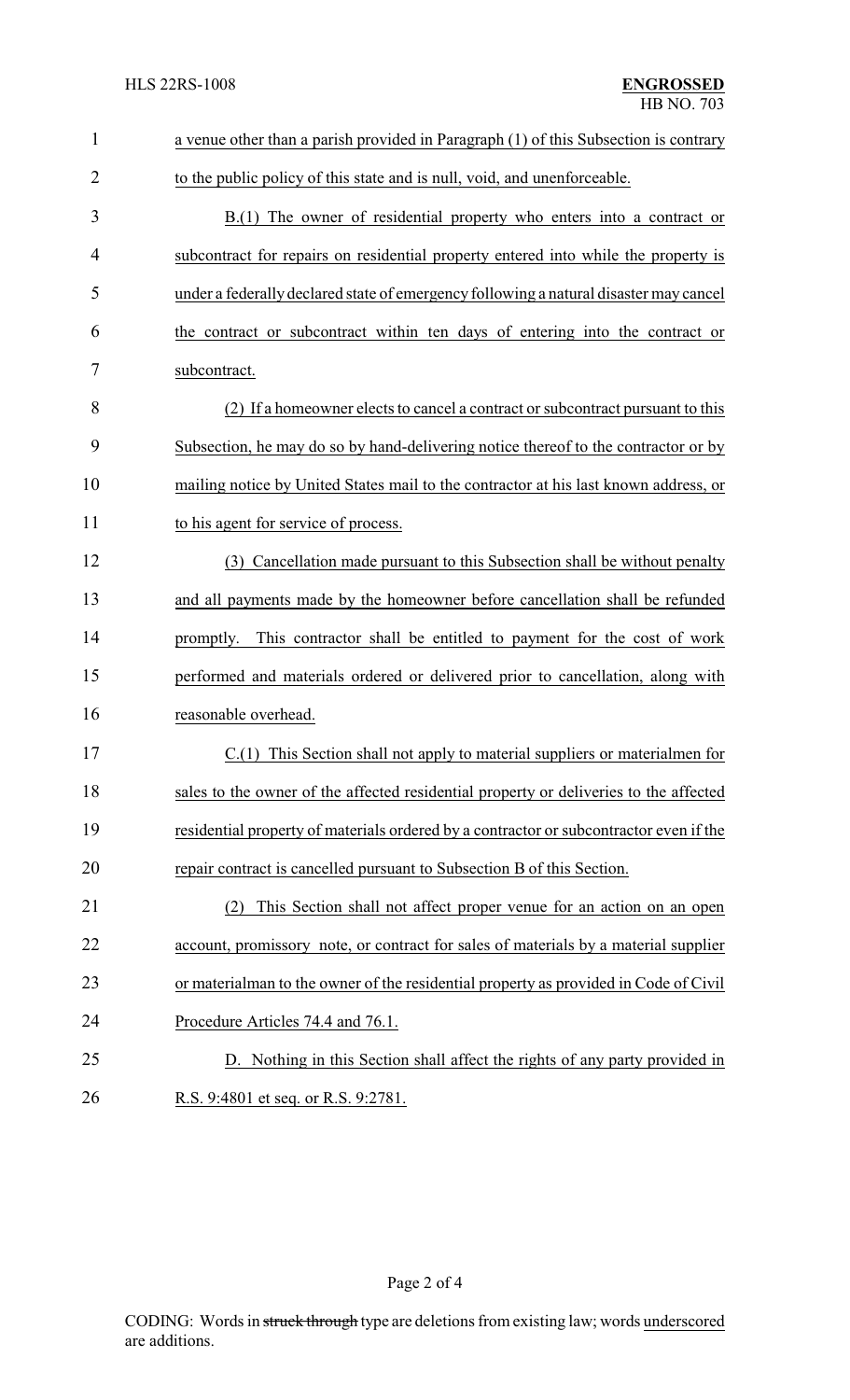a venue other than a parish provided in Paragraph (1) of this Subsection is contrary to the public policy of this state and is null, void, and unenforceable.

B.(1) The owner of residential property who enters into a contract or subcontract for repairs on residential property entered into while the property is under a federally declared state of emergency following a natural disaster may cancel the contract or subcontract within ten days of entering into the contract or subcontract.

(2) If a homeowner elects to cancel a contract or subcontract pursuant to this Subsection, he may do so by hand-delivering notice thereof to the contractor or by mailing notice by United States mail to the contractor at his last known address, or to his agent for service of process.

(3) Cancellation made pursuant to this Subsection shall be without penalty and all payments made by the homeowner before cancellation shall be refunded promptly. This contractor shall be entitled to payment for the cost of work performed and materials ordered or delivered prior to cancellation, along with reasonable overhead.

C.(1) This Section shall not apply to material suppliers or materialmen for sales to the owner of the affected residential property or deliveries to the affected residential property of materials ordered by a contractor or subcontractor even if the repair contract is cancelled pursuant to Subsection B of this Section.

(2) This Section shall not affect proper venue for an action on an open account, promissory note, or contract for sales of materials by a material supplier or materialman to the owner of the residential property as provided in Code of Civil Procedure Articles 74.4 and 76.1.

D. Nothing in this Section shall affect the rights of any party provided in R.S. 9:4801 et seq. or R.S. 9:2781.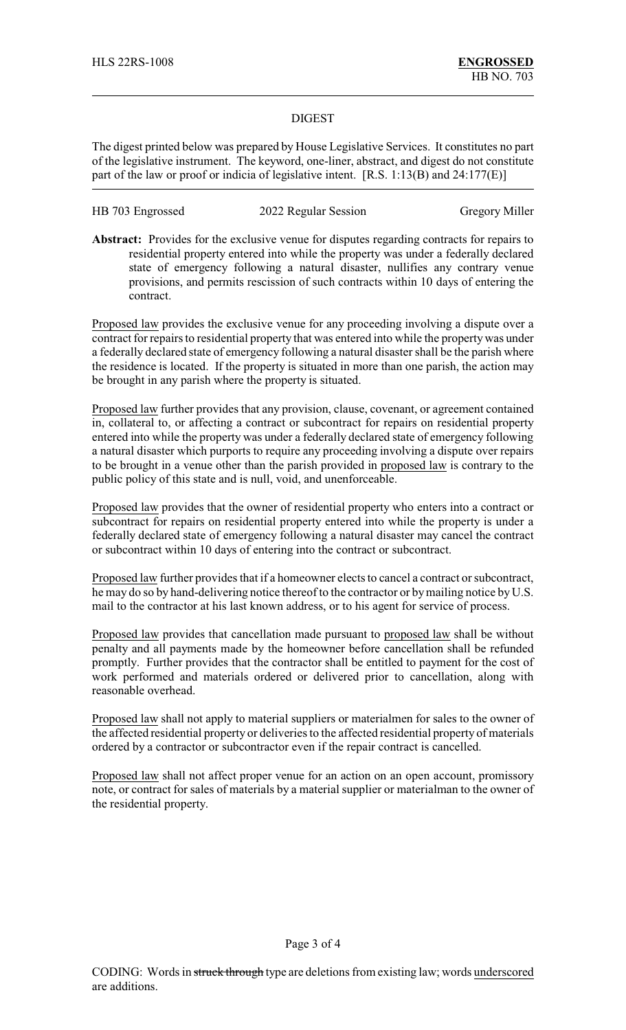## DIGEST

The digest printed below was prepared by House Legislative Services. It constitutes no part of the legislative instrument. The keyword, one-liner, abstract, and digest do not constitute part of the law or proof or indicia of legislative intent. [R.S. 1:13(B) and 24:177(E)]

HB 703 Engrossed — 2022 Regular Session — Gregory Miller

**Abstract:** Provides for the exclusive venue for disputes regarding contracts for repairs to residential property entered into while the property was under a federally declared state of emergency following a natural disaster, nullifies any contrary venue provisions, and permits rescission of such contracts within 10 days of entering the contract.

Proposed law provides the exclusive venue for any proceeding involving a dispute over a contract for repairs to residential property that was entered into while the property was under a federally declared state of emergency following a natural disaster shall be the parish where the residence is located. If the property is situated in more than one parish, the action may be brought in any parish where the property is situated.

Proposed law further provides that any provision, clause, covenant, or agreement contained in, collateral to, or affecting a contract or subcontract for repairs on residential property entered into while the property was under a federally declared state of emergency following a natural disaster which purports to require any proceeding involving a dispute over repairs to be brought in a venue other than the parish provided in proposed law is contrary to the public policy of this state and is null, void, and unenforceable.

Proposed law provides that the owner of residential property who enters into a contract or subcontract for repairs on residential property entered into while the property is under a federally declared state of emergency following a natural disaster may cancel the contract or subcontract within 10 days of entering into the contract or subcontract.

Proposed law further provides that if a homeowner elects to cancel a contract or subcontract, he may do so by hand-delivering notice thereof to the contractor or by mailing notice by U.S. mail to the contractor at his last known address, or to his agent for service of process.

Proposed law provides that cancellation made pursuant to proposed law shall be without penalty and all payments made by the homeowner before cancellation shall be refunded promptly. Further provides that the contractor shall be entitled to payment for the cost of work performed and materials ordered or delivered prior to cancellation, along with reasonable overhead.

Proposed law shall not apply to material suppliers or materialmen for sales to the owner of the affected residential property or deliveries to the affected residential property of materials ordered by a contractor or subcontractor even if the repair contract is cancelled.

Proposed law shall not affect proper venue for an action on an open account, promissory note, or contract for sales of materials by a material supplier or materialman to the owner of the residential property.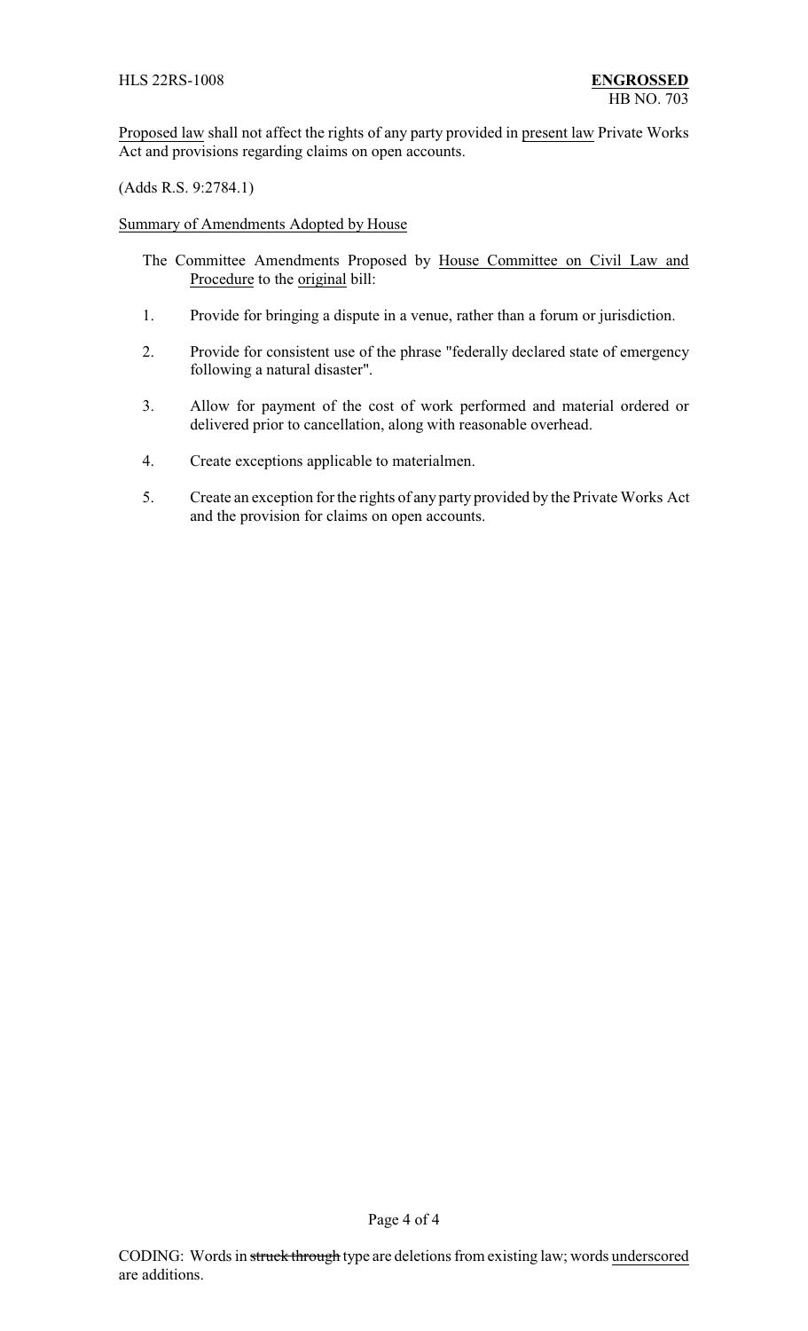Proposed law shall not affect the rights of any party provided in present law Private Works Act and provisions regarding claims on open accounts.

(Adds R.S. 9:2784.1)

Summary of Amendments Adopted by House

The Committee Amendments Proposed by House Committee on Civil Law and Procedure to the original bill:

1. Provide for bringing a dispute in a venue, rather than a forum or jurisdiction.

2. Provide for consistent use of the phrase "federally declared state of emergency following a natural disaster".

3. Allow for payment of the cost of work performed and material ordered or delivered prior to cancellation, along with reasonable overhead.

4. Create exceptions applicable to materialmen.

5. Create an exception for the rights of any party provided by the Private Works Act and the provision for claims on open accounts.